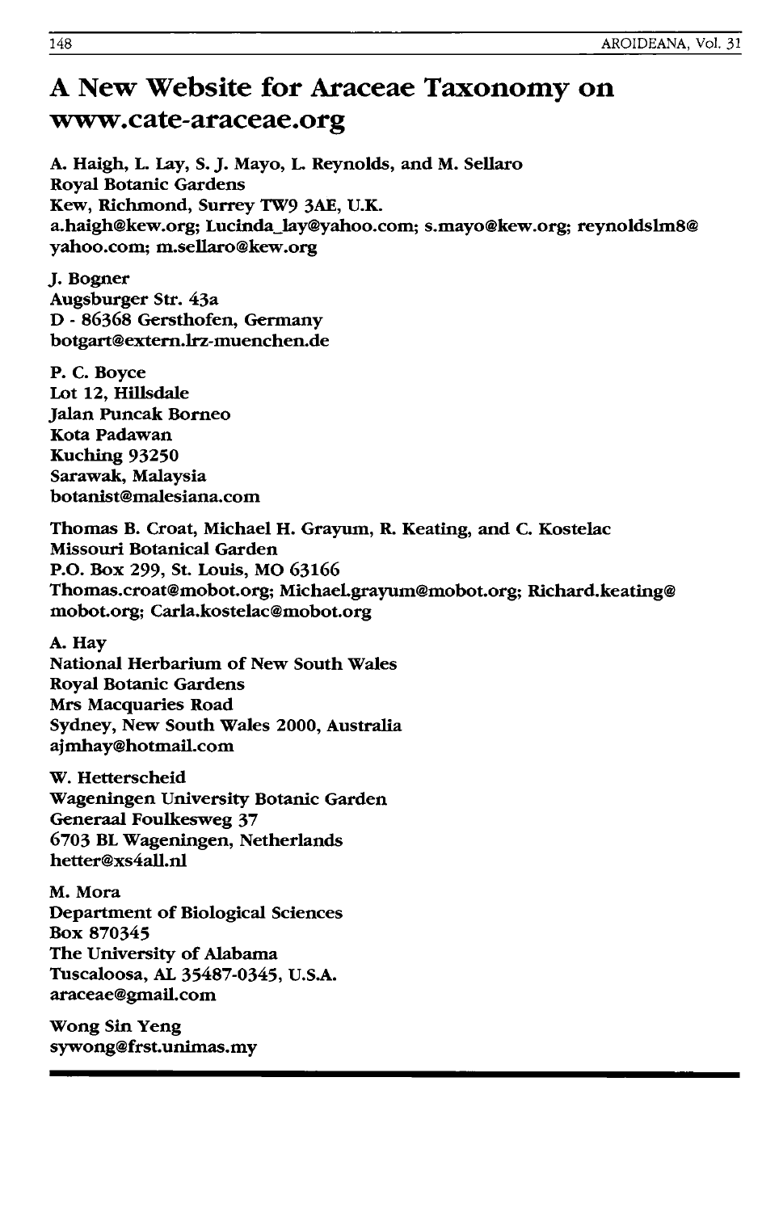# A New Website for Araceae Taxonomy on www.cate-araceae.org

**A. Haigh, L. Lay, S. J. Mayo, L. Reynolds, and M. Sellaro**
**Royal Botanic Gardens**
**Kew, Richmond, Surrey TW9 3AE, U.K.**
**a.haigh@kew.org; Lucinda_lay@yahoo.com; s.mayo@kew.org; reynoldslm8@yahoo.com; m.sellaro@kew.org**

**J. Bogner**
**Augsburger Str. 43a**
**D - 86368 Gersthofen, Germany**
**botgart@extern.lrz-muenchen.de**

**P. C. Boyce**
**Lot 12, Hillsdale**
**Jalan Puncak Borneo**
**Kota Padawan**
**Kuching 93250**
**Sarawak, Malaysia**
**botanist@malesiana.com**

**Thomas B. Croat, Michael H. Grayum, R. Keating, and C. Kostelac**
**Missouri Botanical Garden**
**P.O. Box 299, St. Louis, MO 63166**
**Thomas.croat@mobot.org; Michael.grayum@mobot.org; Richard.keating@mobot.org; Carla.kostelac@mobot.org**

**A. Hay**
**National Herbarium of New South Wales**
**Royal Botanic Gardens**
**Mrs Macquaries Road**
**Sydney, New South Wales 2000, Australia**
**ajmhay@hotmail.com**

**W. Hetterscheid**
**Wageningen University Botanic Garden**
**Generaal Foulkesweg 37**
**6703 BL Wageningen, Netherlands**
**hetter@xs4all.nl**

**M. Mora**
**Department of Biological Sciences**
**Box 870345**
**The University of Alabama**
**Tuscaloosa, AL 35487-0345, U.S.A.**
**araceae@gmail.com**

**Wong Sin Yeng**
**sywong@frst.unimas.my**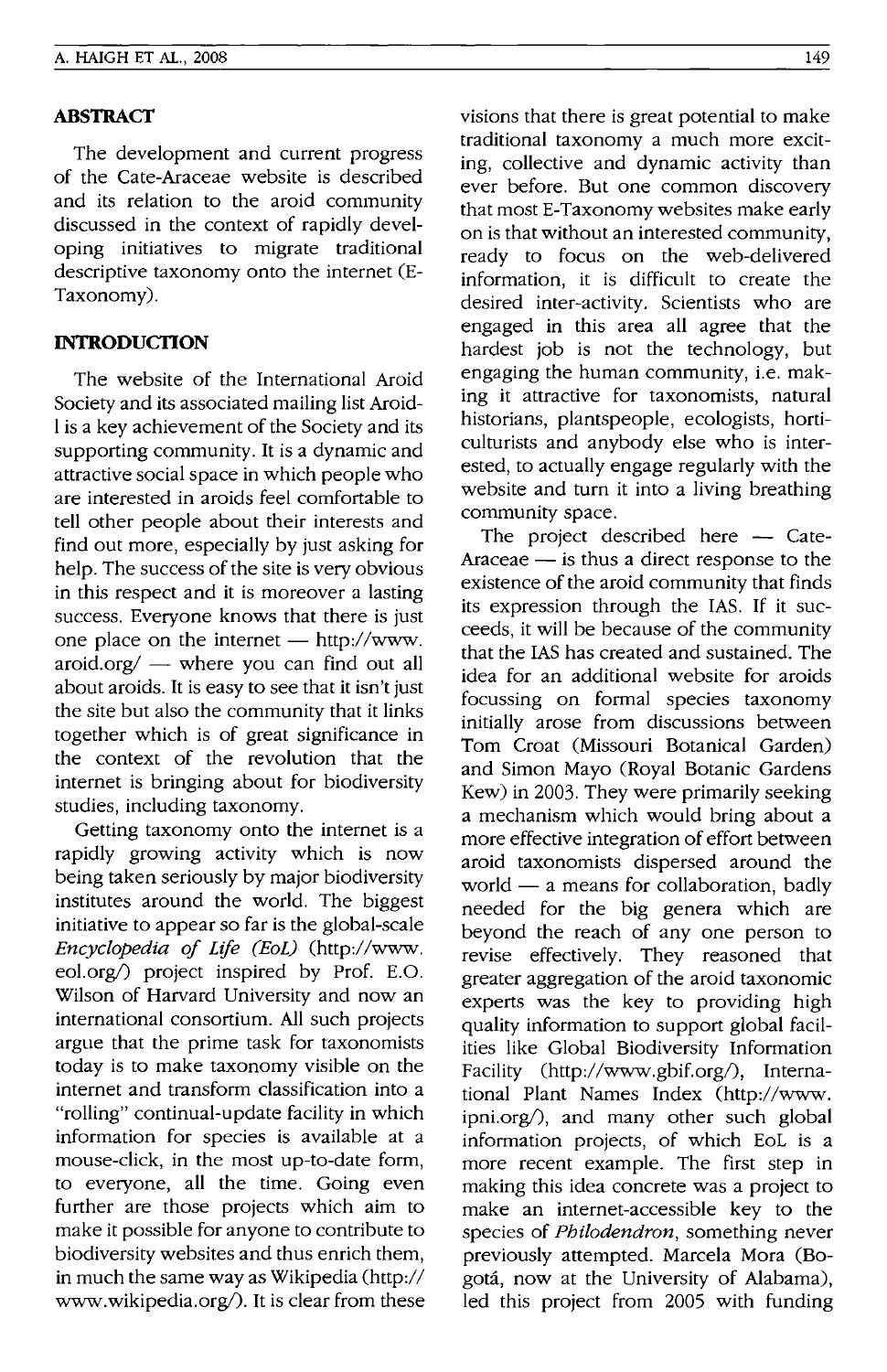## ABSTRACT

The development and current progress of the Cate-Araceae website is described and its relation to the aroid community discussed in the context of rapidly developing initiatives to migrate traditional descriptive taxonomy onto the internet (E-Taxonomy).

## INTRODUCTION

The website of the International Aroid Society and its associated mailing list Aroid-l is a key achievement of the Society and its supporting community. It is a dynamic and attractive social space in which people who are interested in aroids feel comfortable to tell other people about their interests and find out more, especially by just asking for help. The success of the site is very obvious in this respect and it is moreover a lasting success. Everyone knows that there is just one place on the internet — http://www.aroid.org/ — where you can find out all about aroids. It is easy to see that it isn't just the site but also the community that it links together which is of great significance in the context of the revolution that the internet is bringing about for biodiversity studies, including taxonomy.

Getting taxonomy onto the internet is a rapidly growing activity which is now being taken seriously by major biodiversity institutes around the world. The biggest initiative to appear so far is the global-scale *Encyclopedia of Life (EoL)* (http://www.eol.org/) project inspired by Prof. E.O. Wilson of Harvard University and now an international consortium. All such projects argue that the prime task for taxonomists today is to make taxonomy visible on the internet and transform classification into a "rolling" continual-update facility in which information for species is available at a mouse-click, in the most up-to-date form, to everyone, all the time. Going even further are those projects which aim to make it possible for anyone to contribute to biodiversity websites and thus enrich them, in much the same way as Wikipedia (http://www.wikipedia.org/). It is clear from these visions that there is great potential to make traditional taxonomy a much more exciting, collective and dynamic activity than ever before. But one common discovery that most E-Taxonomy websites make early on is that without an interested community, ready to focus on the web-delivered information, it is difficult to create the desired inter-activity. Scientists who are engaged in this area all agree that the hardest job is not the technology, but engaging the human community, i.e. making it attractive for taxonomists, natural historians, plantspeople, ecologists, horticulturists and anybody else who is interested, to actually engage regularly with the website and turn it into a living breathing community space.

The project described here — Cate-Araceae — is thus a direct response to the existence of the aroid community that finds its expression through the IAS. If it succeeds, it will be because of the community that the IAS has created and sustained. The idea for an additional website for aroids focussing on formal species taxonomy initially arose from discussions between Tom Croat (Missouri Botanical Garden) and Simon Mayo (Royal Botanic Gardens Kew) in 2003. They were primarily seeking a mechanism which would bring about a more effective integration of effort between aroid taxonomists dispersed around the world — a means for collaboration, badly needed for the big genera which are beyond the reach of any one person to revise effectively. They reasoned that greater aggregation of the aroid taxonomic experts was the key to providing high quality information to support global facilities like Global Biodiversity Information Facility (http://www.gbif.org/), International Plant Names Index (http://www.ipni.org/), and many other such global information projects, of which EoL is a more recent example. The first step in making this idea concrete was a project to make an internet-accessible key to the species of *Philodendron*, something never previously attempted. Marcela Mora (Bogotá, now at the University of Alabama), led this project from 2005 with funding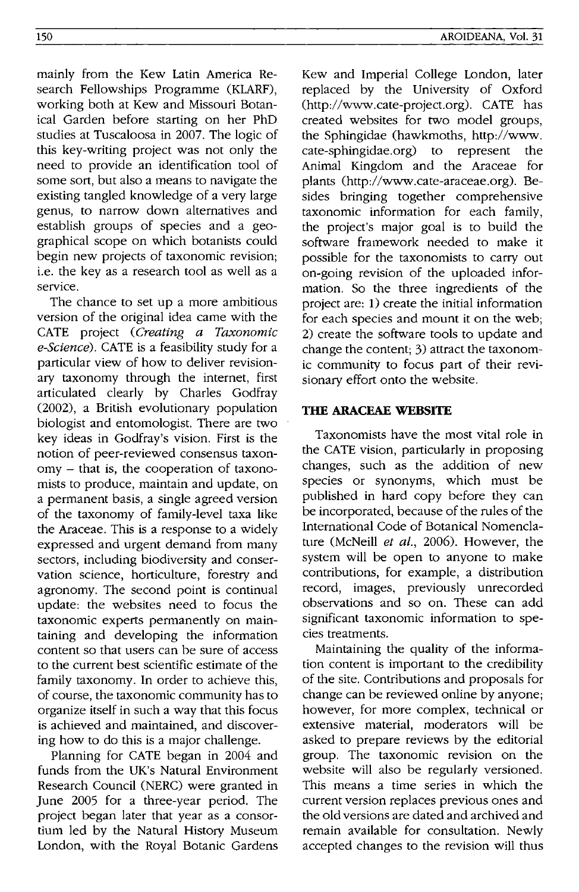mainly from the Kew Latin America Research Fellowships Programme (KLARF), working both at Kew and Missouri Botanical Garden before starting on her PhD studies at Tuscaloosa in 2007. The logic of this key-writing project was not only the need to provide an identification tool of some sort, but also a means to navigate the existing tangled knowledge of a very large genus, to narrow down alternatives and establish groups of species and a geographical scope on which botanists could begin new projects of taxonomic revision; i.e. the key as a research tool as well as a service.

The chance to set up a more ambitious version of the original idea came with the CATE project (*Creating a Taxonomic e-Science*). CATE is a feasibility study for a particular view of how to deliver revisionary taxonomy through the internet, first articulated clearly by Charles Godfray (2002), a British evolutionary population biologist and entomologist. There are two key ideas in Godfray's vision. First is the notion of peer-reviewed consensus taxonomy – that is, the cooperation of taxonomists to produce, maintain and update, on a permanent basis, a single agreed version of the taxonomy of family-level taxa like the Araceae. This is a response to a widely expressed and urgent demand from many sectors, including biodiversity and conservation science, horticulture, forestry and agronomy. The second point is continual update: the websites need to focus the taxonomic experts permanently on maintaining and developing the information content so that users can be sure of access to the current best scientific estimate of the family taxonomy. In order to achieve this, of course, the taxonomic community has to organize itself in such a way that this focus is achieved and maintained, and discovering how to do this is a major challenge.

Planning for CATE began in 2004 and funds from the UK's Natural Environment Research Council (NERC) were granted in June 2005 for a three-year period. The project began later that year as a consortium led by the Natural History Museum London, with the Royal Botanic Gardens Kew and Imperial College London, later replaced by the University of Oxford (http://www.cate-project.org). CATE has created websites for two model groups, the Sphingidae (hawkmoths, http://www.cate-sphingidae.org) to represent the Animal Kingdom and the Araceae for plants (http://www.cate-araceae.org). Besides bringing together comprehensive taxonomic information for each family, the project's major goal is to build the software framework needed to make it possible for the taxonomists to carry out on-going revision of the uploaded information. So the three ingredients of the project are: 1) create the initial information for each species and mount it on the web; 2) create the software tools to update and change the content; 3) attract the taxonomic community to focus part of their revisionary effort onto the website.

## THE ARACEAE WEBSITE

Taxonomists have the most vital role in the CATE vision, particularly in proposing changes, such as the addition of new species or synonyms, which must be published in hard copy before they can be incorporated, because of the rules of the International Code of Botanical Nomenclature (McNeill *et al.*, 2006). However, the system will be open to anyone to make contributions, for example, a distribution record, images, previously unrecorded observations and so on. These can add significant taxonomic information to species treatments.

Maintaining the quality of the information content is important to the credibility of the site. Contributions and proposals for change can be reviewed online by anyone; however, for more complex, technical or extensive material, moderators will be asked to prepare reviews by the editorial group. The taxonomic revision on the website will also be regularly versioned. This means a time series in which the current version replaces previous ones and the old versions are dated and archived and remain available for consultation. Newly accepted changes to the revision will thus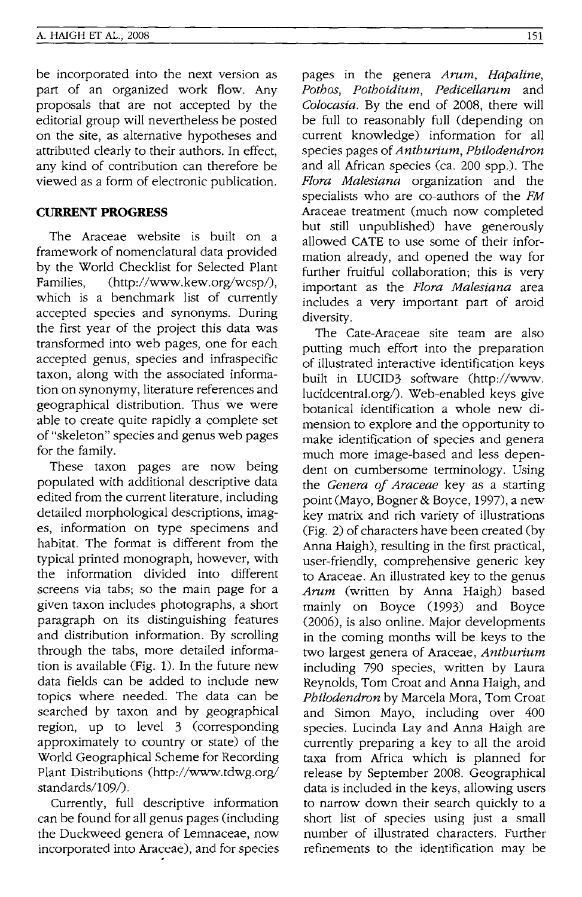be incorporated into the next version as part of an organized work flow. Any proposals that are not accepted by the editorial group will nevertheless be posted on the site, as alternative hypotheses and attributed clearly to their authors. In effect, any kind of contribution can therefore be viewed as a form of electronic publication.

## CURRENT PROGRESS

The Araceae website is built on a framework of nomenclatural data provided by the World Checklist for Selected Plant Families, (http://www.kew.org/wcsp/), which is a benchmark list of currently accepted species and synonyms. During the first year of the project this data was transformed into web pages, one for each accepted genus, species and infraspecific taxon, along with the associated information on synonymy, literature references and geographical distribution. Thus we were able to create quite rapidly a complete set of "skeleton" species and genus web pages for the family.

These taxon pages are now being populated with additional descriptive data edited from the current literature, including detailed morphological descriptions, images, information on type specimens and habitat. The format is different from the typical printed monograph, however, with the information divided into different screens via tabs; so the main page for a given taxon includes photographs, a short paragraph on its distinguishing features and distribution information. By scrolling through the tabs, more detailed information is available (Fig. 1). In the future new data fields can be added to include new topics where needed. The data can be searched by taxon and by geographical region, up to level 3 (corresponding approximately to country or state) of the World Geographical Scheme for Recording Plant Distributions (http://www.tdwg.org/standards/109/).

Currently, full descriptive information can be found for all genus pages (including the Duckweed genera of Lemnaceae, now incorporated into Araceae), and for species pages in the genera *Arum*, *Hapaline*, *Pothos*, *Pothoidium*, *Pedicellarum* and *Colocasia*. By the end of 2008, there will be full to reasonably full (depending on current knowledge) information for all species pages of *Anthurium*, *Philodendron* and all African species (ca. 200 spp.). The *Flora Malesiana* organization and the specialists who are co-authors of the *FM* Araceae treatment (much now completed but still unpublished) have generously allowed CATE to use some of their information already, and opened the way for further fruitful collaboration; this is very important as the *Flora Malesiana* area includes a very important part of aroid diversity.

The Cate-Araceae site team are also putting much effort into the preparation of illustrated interactive identification keys built in LUCID3 software (http://www.lucidcentral.org/). Web-enabled keys give botanical identification a whole new dimension to explore and the opportunity to make identification of species and genera much more image-based and less dependent on cumbersome terminology. Using the *Genera of Araceae* key as a starting point (Mayo, Bogner & Boyce, 1997), a new key matrix and rich variety of illustrations (Fig. 2) of characters have been created (by Anna Haigh), resulting in the first practical, user-friendly, comprehensive generic key to Araceae. An illustrated key to the genus *Arum* (written by Anna Haigh) based mainly on Boyce (1993) and Boyce (2006), is also online. Major developments in the coming months will be keys to the two largest genera of Araceae, *Anthurium* including 790 species, written by Laura Reynolds, Tom Croat and Anna Haigh, and *Philodendron* by Marcela Mora, Tom Croat and Simon Mayo, including over 400 species. Lucinda Lay and Anna Haigh are currently preparing a key to all the aroid taxa from Africa which is planned for release by September 2008. Geographical data is included in the keys, allowing users to narrow down their search quickly to a short list of species using just a small number of illustrated characters. Further refinements to the identification may be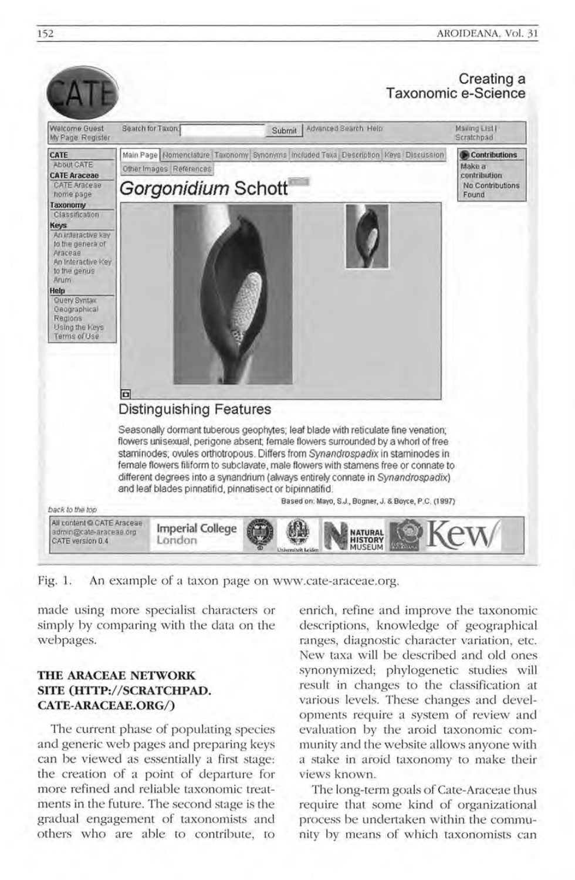Fig. 1. An example of a taxon page on www.cate-araceae.org.

made using more specialist characters or simply by comparing with the data on the webpages.

## THE ARACEAE NETWORK SITE (HTTP://SCRATCHPAD.CATE-ARACEAE.ORG/)

The current phase of populating species and generic web pages and preparing keys can be viewed as essentially a first stage: the creation of a point of departure for more refined and reliable taxonomic treatments in the future. The second stage is the gradual engagement of taxonomists and others who are able to contribute, to enrich, refine and improve the taxonomic descriptions, knowledge of geographical ranges, diagnostic character variation, etc. New taxa will be described and old ones synonymized; phylogenetic studies will result in changes to the classification at various levels. These changes and developments require a system of review and evaluation by the aroid taxonomic community and the website allows anyone with a stake in aroid taxonomy to make their views known.

The long-term goals of Cate-Araceae thus require that some kind of organizational process be undertaken within the community by means of which taxonomists can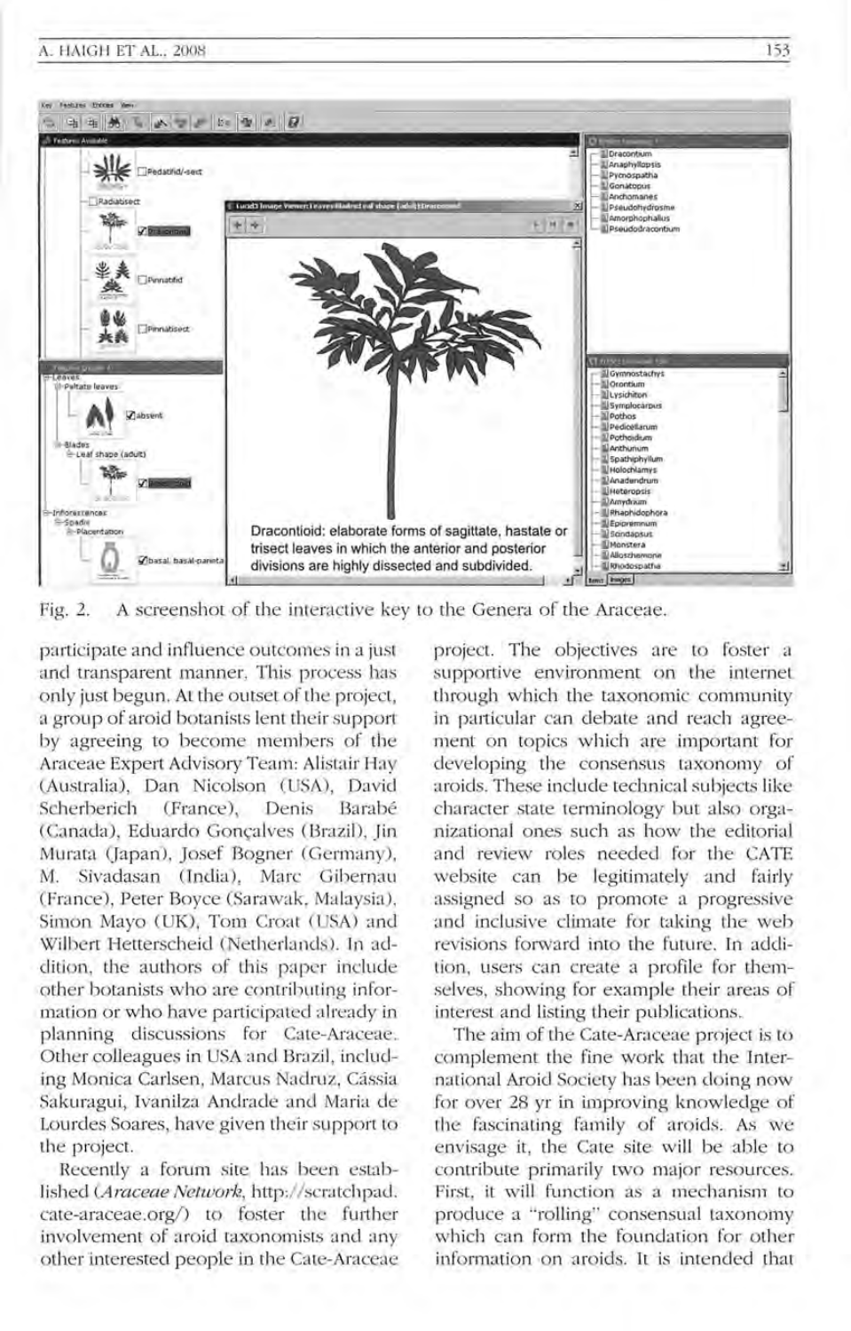Fig. 2. A screenshot of the interactive key to the Genera of the Araceae.

participate and influence outcomes in a just and transparent manner. This process has only just begun. At the outset of the project, a group of aroid botanists lent their support by agreeing to become members of the Araceae Expert Advisory Team: Alistair Hay (Australia), Dan Nicolson (USA), David Scherberich (France), Denis Barabé (Canada), Eduardo Gonçalves (Brazil), Jin Murata (Japan), Josef Bogner (Germany), M. Sivadasan (India), Marc Gibernau (France), Peter Boyce (Sarawak, Malaysia), Simon Mayo (UK), Tom Croat (USA) and Wilbert Hetterscheid (Netherlands). In addition, the authors of this paper include other botanists who are contributing information or who have participated already in planning discussions for Cate-Araceae. Other colleagues in USA and Brazil, including Monica Carlsen, Marcus Nadruz, Cássia Sakuragui, Ivanilza Andrade and Maria de Lourdes Soares, have given their support to the project.

Recently a forum site has been established (*Araceae Network*, http://scratchpad.cate-araceae.org/) to foster the further involvement of aroid taxonomists and any other interested people in the Cate-Araceae project. The objectives are to foster a supportive environment on the internet through which the taxonomic community in particular can debate and reach agreement on topics which are important for developing the consensus taxonomy of aroids. These include technical subjects like character state terminology but also organizational ones such as how the editorial and review roles needed for the CATE website can be legitimately and fairly assigned so as to promote a progressive and inclusive climate for taking the web revisions forward into the future. In addition, users can create a profile for themselves, showing for example their areas of interest and listing their publications.

The aim of the Cate-Araceae project is to complement the fine work that the International Aroid Society has been doing now for over 28 yr in improving knowledge of the fascinating family of aroids. As we envisage it, the Cate site will be able to contribute primarily two major resources. First, it will function as a mechanism to produce a "rolling" consensual taxonomy which can form the foundation for other information on aroids. It is intended that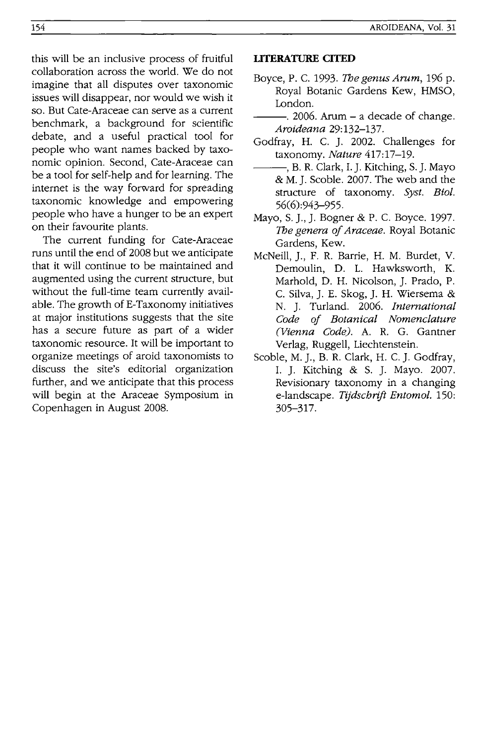this will be an inclusive process of fruitful collaboration across the world. We do not imagine that all disputes over taxonomic issues will disappear, nor would we wish it so. But Cate-Araceae can serve as a current benchmark, a background for scientific debate, and a useful practical tool for people who want names backed by taxonomic opinion. Second, Cate-Araceae can be a tool for self-help and for learning. The internet is the way forward for spreading taxonomic knowledge and empowering people who have a hunger to be an expert on their favourite plants.

The current funding for Cate-Araceae runs until the end of 2008 but we anticipate that it will continue to be maintained and augmented using the current structure, but without the full-time team currently available. The growth of E-Taxonomy initiatives at major institutions suggests that the site has a secure future as part of a wider taxonomic resource. It will be important to organize meetings of aroid taxonomists to discuss the site's editorial organization further, and we anticipate that this process will begin at the Araceae Symposium in Copenhagen in August 2008.

## LITERATURE CITED

Boyce, P. C. 1993. *The genus Arum*, 196 p. Royal Botanic Gardens Kew, HMSO, London.

———. 2006. Arum – a decade of change. *Aroideana* 29:132–137.

Godfray, H. C. J. 2002. Challenges for taxonomy. *Nature* 417:17–19.

———, B. R. Clark, I. J. Kitching, S. J. Mayo & M. J. Scoble. 2007. The web and the structure of taxonomy. *Syst. Biol.* 56(6):943–955.

Mayo, S. J., J. Bogner & P. C. Boyce. 1997. *The genera of Araceae*. Royal Botanic Gardens, Kew.

McNeill, J., F. R. Barrie, H. M. Burdet, V. Demoulin, D. L. Hawksworth, K. Marhold, D. H. Nicolson, J. Prado, P. C. Silva, J. E. Skog, J. H. Wiersema & N. J. Turland. 2006. *International Code of Botanical Nomenclature (Vienna Code)*. A. R. G. Gantner Verlag, Ruggell, Liechtenstein.

Scoble, M. J., B. R. Clark, H. C. J. Godfray, I. J. Kitching & S. J. Mayo. 2007. Revisionary taxonomy in a changing e-landscape. *Tijdschrift Entomol.* 150: 305–317.